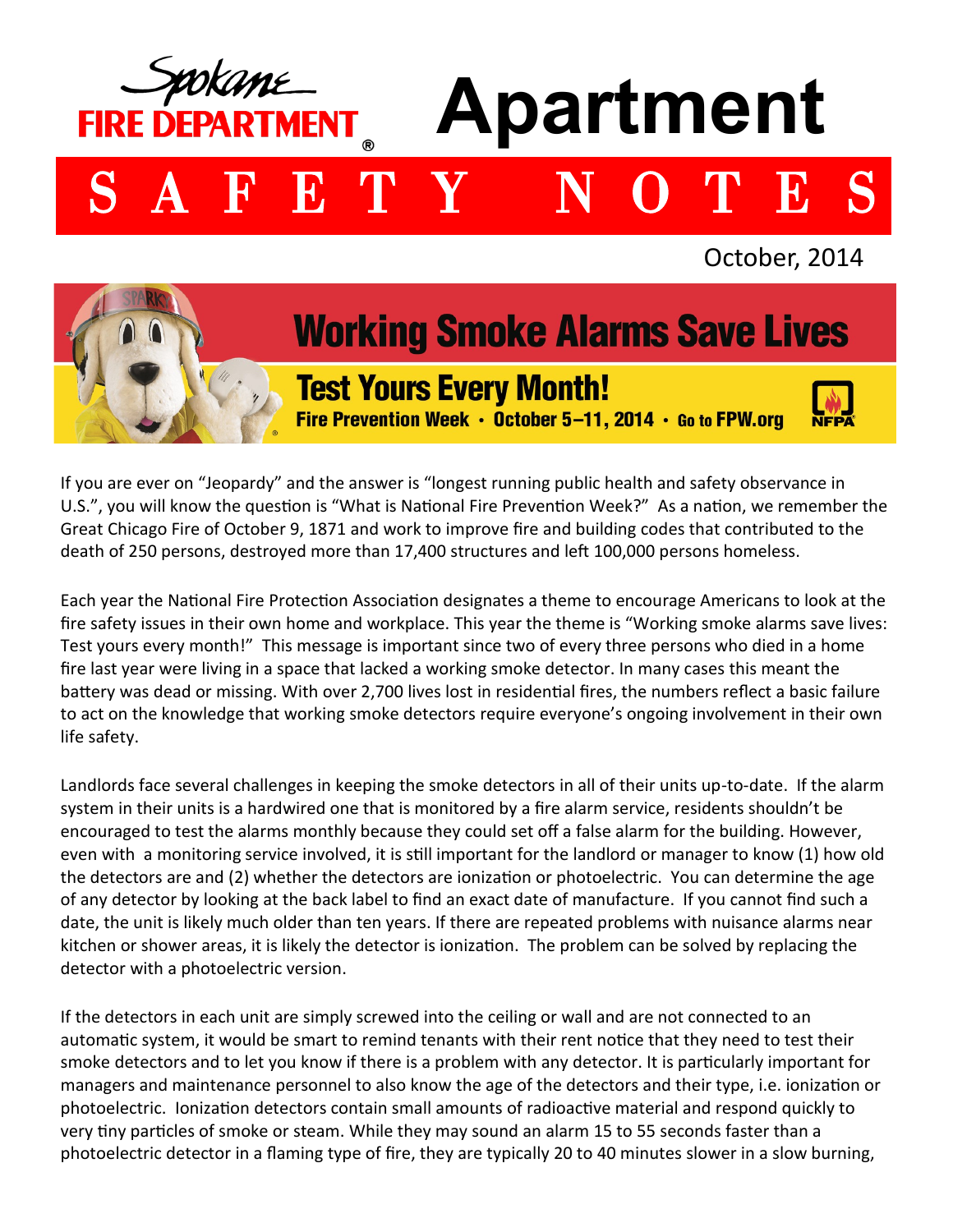Spokane **FIRE DEPARTMENT**®

# Apartment

# S A F E T Y   N O T E S

October, 2014

## Working Smoke Alarms Save Lives

### Test Yours Every Month!

**Fire Prevention Week · October 5–11, 2014 · Go to FPW.org**

NFPA

If you are ever on "Jeopardy" and the answer is "longest running public health and safety observance in U.S.", you will know the question is "What is National Fire Prevention Week?" As a nation, we remember the Great Chicago Fire of October 9, 1871 and work to improve fire and building codes that contributed to the death of 250 persons, destroyed more than 17,400 structures and left 100,000 persons homeless.

Each year the National Fire Protection Association designates a theme to encourage Americans to look at the fire safety issues in their own home and workplace. This year the theme is "Working smoke alarms save lives: Test yours every month!" This message is important since two of every three persons who died in a home fire last year were living in a space that lacked a working smoke detector. In many cases this meant the battery was dead or missing. With over 2,700 lives lost in residential fires, the numbers reflect a basic failure to act on the knowledge that working smoke detectors require everyone's ongoing involvement in their own life safety.

Landlords face several challenges in keeping the smoke detectors in all of their units up-to-date. If the alarm system in their units is a hardwired one that is monitored by a fire alarm service, residents shouldn't be encouraged to test the alarms monthly because they could set off a false alarm for the building. However, even with a monitoring service involved, it is still important for the landlord or manager to know (1) how old the detectors are and (2) whether the detectors are ionization or photoelectric. You can determine the age of any detector by looking at the back label to find an exact date of manufacture. If you cannot find such a date, the unit is likely much older than ten years. If there are repeated problems with nuisance alarms near kitchen or shower areas, it is likely the detector is ionization. The problem can be solved by replacing the detector with a photoelectric version.

If the detectors in each unit are simply screwed into the ceiling or wall and are not connected to an automatic system, it would be smart to remind tenants with their rent notice that they need to test their smoke detectors and to let you know if there is a problem with any detector. It is particularly important for managers and maintenance personnel to also know the age of the detectors and their type, i.e. ionization or photoelectric. Ionization detectors contain small amounts of radioactive material and respond quickly to very tiny particles of smoke or steam. While they may sound an alarm 15 to 55 seconds faster than a photoelectric detector in a flaming type of fire, they are typically 20 to 40 minutes slower in a slow burning,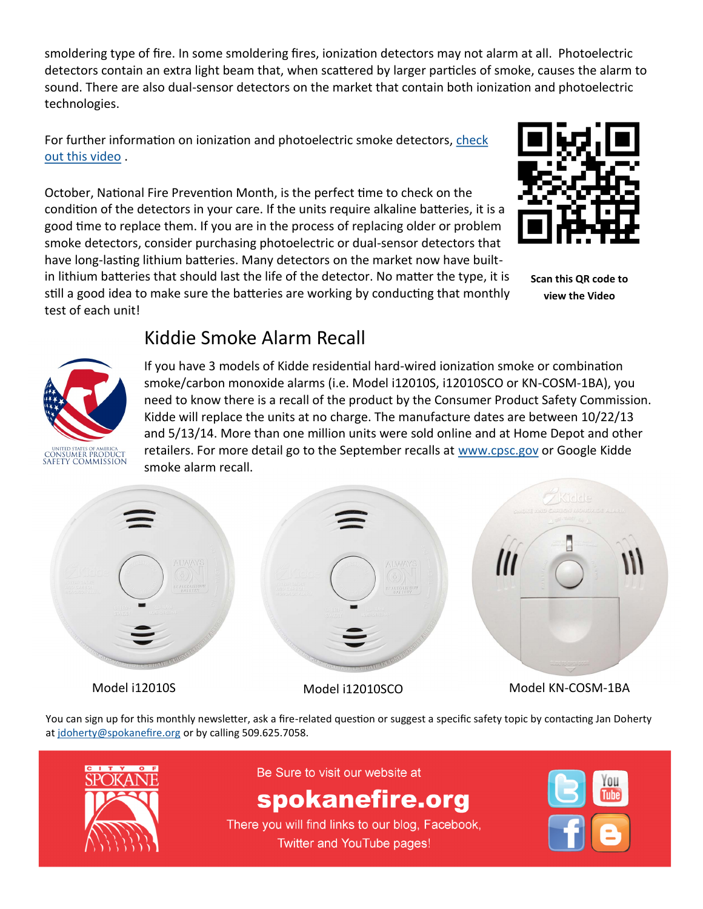smoldering type of fire. In some smoldering fires, ionization detectors may not alarm at all. Photoelectric detectors contain an extra light beam that, when scattered by larger particles of smoke, causes the alarm to sound. There are also dual-sensor detectors on the market that contain both ionization and photoelectric technologies.

For further information on ionization and photoelectric smoke detectors, check out this video .

October, National Fire Prevention Month, is the perfect time to check on the condition of the detectors in your care. If the units require alkaline batteries, it is a good time to replace them. If you are in the process of replacing older or problem smoke detectors, consider purchasing photoelectric or dual-sensor detectors that have long-lasting lithium batteries. Many detectors on the market now have built-in lithium batteries that should last the life of the detector. No matter the type, it is still a good idea to make sure the batteries are working by conducting that monthly test of each unit!

**Scan this QR code to view the Video**

## Kiddie Smoke Alarm Recall

UNITED STATES OF AMERICA
CONSUMER PRODUCT SAFETY COMMISSION

If you have 3 models of Kidde residential hard-wired ionization smoke or combination smoke/carbon monoxide alarms (i.e. Model i12010S, i12010SCO or KN-COSM-1BA), you need to know there is a recall of the product by the Consumer Product Safety Commission. Kidde will replace the units at no charge. The manufacture dates are between 10/22/13 and 5/13/14. More than one million units were sold online and at Home Depot and other retailers. For more detail go to the September recalls at www.cpsc.gov or Google Kidde smoke alarm recall.

Model i12010S

Model i12010SCO

Model KN-COSM-1BA

You can sign up for this monthly newsletter, ask a fire-related question or suggest a specific safety topic by contacting Jan Doherty at jdoherty@spokanefire.org or by calling 509.625.7058.

CITY OF SPOKANE

Be Sure to visit our website at

**spokanefire.org**

There you will find links to our blog, Facebook, Twitter and YouTube pages!